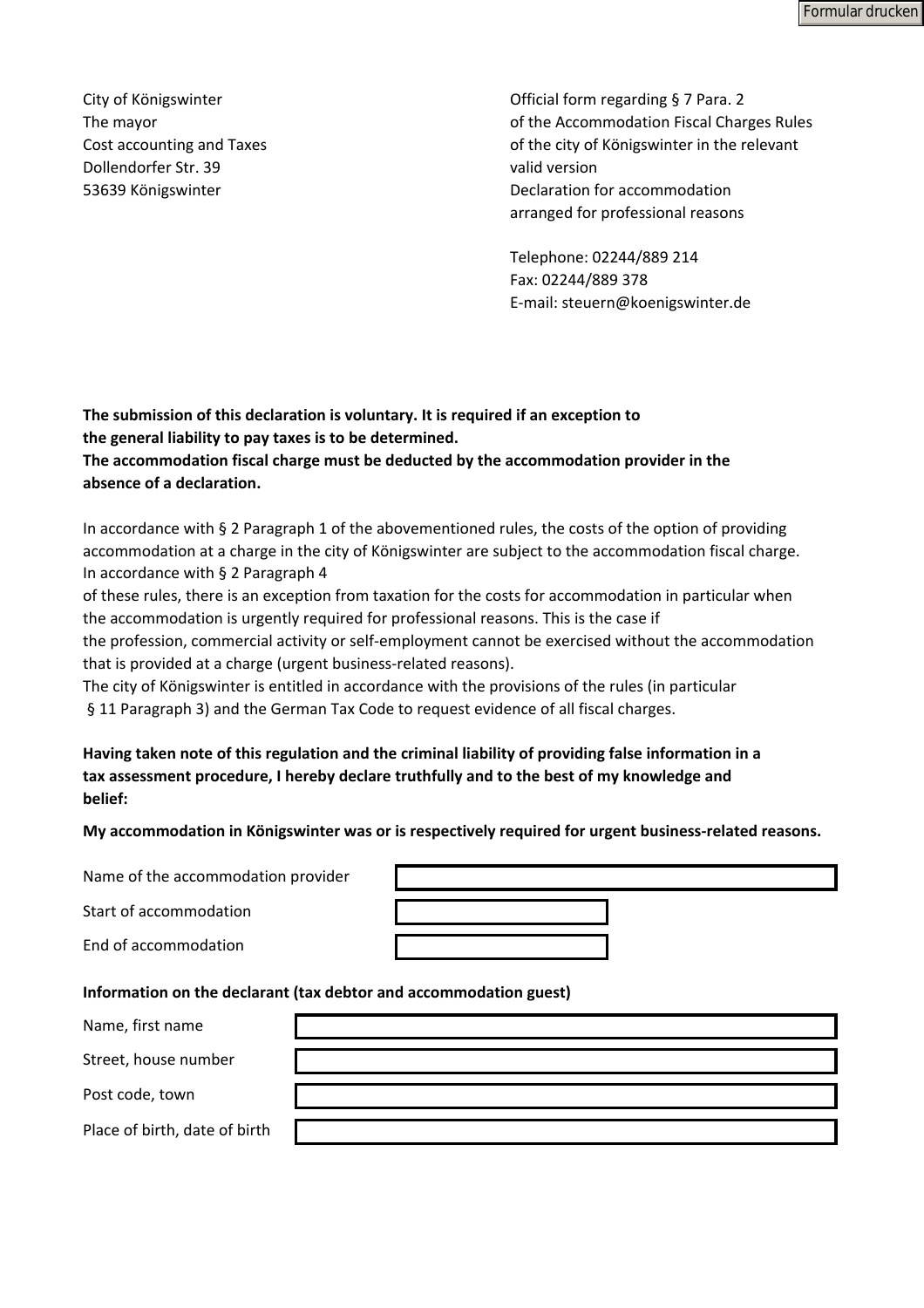City of Königswinter
The mayor
Cost accounting and Taxes
Dollendorfer Str. 39
53639 Königswinter

Official form regarding § 7 Para. 2
of the Accommodation Fiscal Charges Rules
of the city of Königswinter in the relevant
valid version
Declaration for accommodation
arranged for professional reasons

Telephone: 02244/889 214
Fax: 02244/889 378
E-mail: steuern@koenigswinter.de

**The submission of this declaration is voluntary. It is required if an exception to the general liability to pay taxes is to be determined.**
**The accommodation fiscal charge must be deducted by the accommodation provider in the absence of a declaration.**

In accordance with § 2 Paragraph 1 of the abovementioned rules, the costs of the option of providing accommodation at a charge in the city of Königswinter are subject to the accommodation fiscal charge.
In accordance with § 2 Paragraph 4
of these rules, there is an exception from taxation for the costs for accommodation in particular when the accommodation is urgently required for professional reasons. This is the case if
the profession, commercial activity or self-employment cannot be exercised without the accommodation that is provided at a charge (urgent business-related reasons).
The city of Königswinter is entitled in accordance with the provisions of the rules (in particular § 11 Paragraph 3) and the German Tax Code to request evidence of all fiscal charges.

**Having taken note of this regulation and the criminal liability of providing false information in a tax assessment procedure, I hereby declare truthfully and to the best of my knowledge and belief:**

**My accommodation in Königswinter was or is respectively required for urgent business-related reasons.**

| | |
|---|---|
| Name of the accommodation provider | |
| Start of accommodation | |
| End of accommodation | |

**Information on the declarant (tax debtor and accommodation guest)**

| | |
|---|---|
| Name, first name | |
| Street, house number | |
| Post code, town | |
| Place of birth, date of birth | |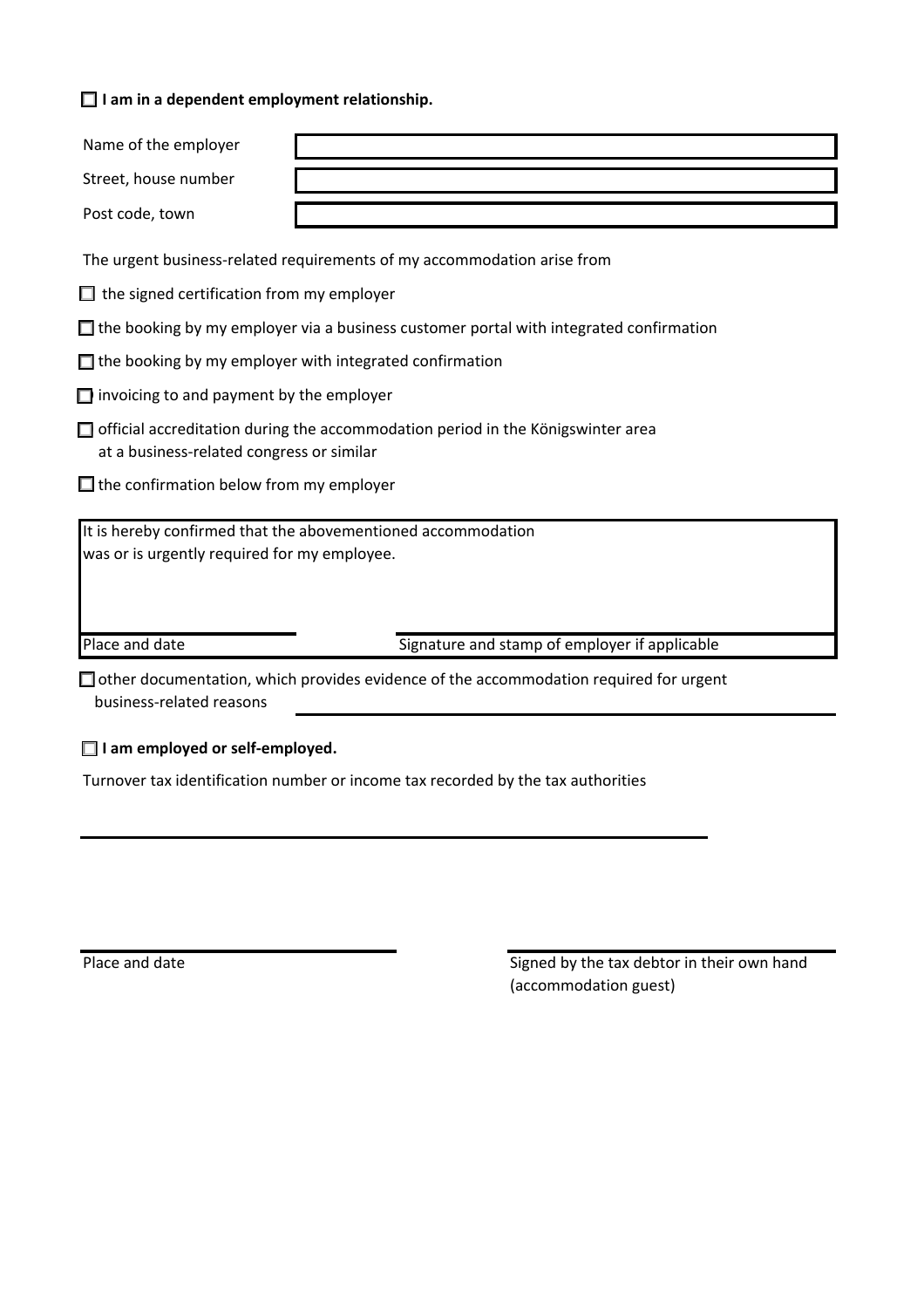☐ **I am in a dependent employment relationship.**

| | |
|---|---|
| Name of the employer | |
| Street, house number | |
| Post code, town | |

The urgent business-related requirements of my accommodation arise from

☐ the signed certification from my employer

☐ the booking by my employer via a business customer portal with integrated confirmation

☐ the booking by my employer with integrated confirmation

☐ invoicing to and payment by the employer

☐ official accreditation during the accommodation period in the Königswinter area at a business-related congress or similar

☐ the confirmation below from my employer

It is hereby confirmed that the abovementioned accommodation was or is urgently required for my employee.

Place and date

Signature and stamp of employer if applicable

☐ other documentation, which provides evidence of the accommodation required for urgent business-related reasons

☐ **I am employed or self-employed.**

Turnover tax identification number or income tax recorded by the tax authorities

Place and date

Signed by the tax debtor in their own hand (accommodation guest)